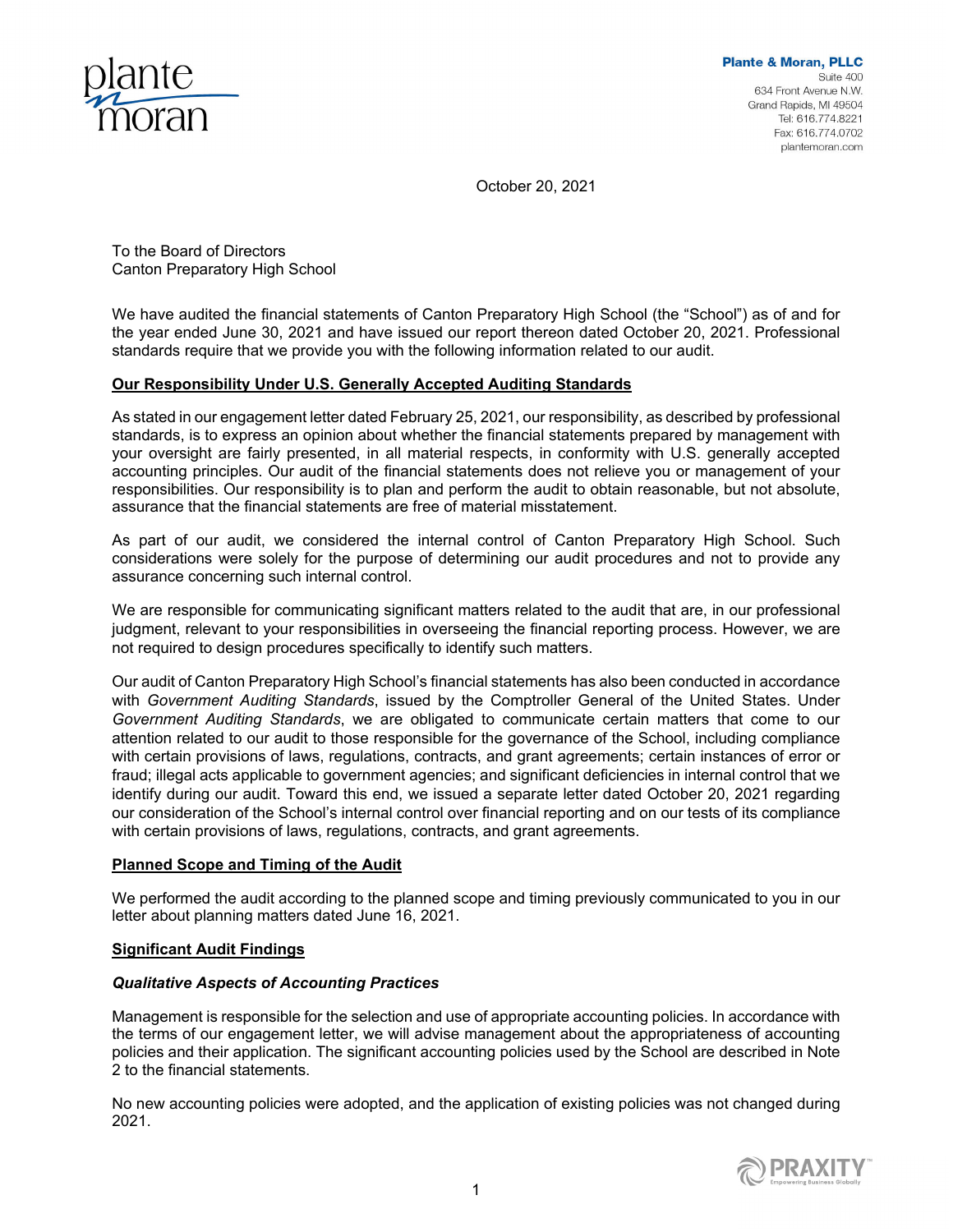**Plante & Moran, PLLC**
Suite 400
634 Front Avenue N.W.
Grand Rapids, MI 49504
Tel: 616.774.8221
Fax: 616.774.0702
plantemoran.com

October 20, 2021

To the Board of Directors
Canton Preparatory High School

We have audited the financial statements of Canton Preparatory High School (the "School") as of and for the year ended June 30, 2021 and have issued our report thereon dated October 20, 2021. Professional standards require that we provide you with the following information related to our audit.

**Our Responsibility Under U.S. Generally Accepted Auditing Standards**

As stated in our engagement letter dated February 25, 2021, our responsibility, as described by professional standards, is to express an opinion about whether the financial statements prepared by management with your oversight are fairly presented, in all material respects, in conformity with U.S. generally accepted accounting principles. Our audit of the financial statements does not relieve you or management of your responsibilities. Our responsibility is to plan and perform the audit to obtain reasonable, but not absolute, assurance that the financial statements are free of material misstatement.

As part of our audit, we considered the internal control of Canton Preparatory High School. Such considerations were solely for the purpose of determining our audit procedures and not to provide any assurance concerning such internal control.

We are responsible for communicating significant matters related to the audit that are, in our professional judgment, relevant to your responsibilities in overseeing the financial reporting process. However, we are not required to design procedures specifically to identify such matters.

Our audit of Canton Preparatory High School's financial statements has also been conducted in accordance with *Government Auditing Standards*, issued by the Comptroller General of the United States. Under *Government Auditing Standards*, we are obligated to communicate certain matters that come to our attention related to our audit to those responsible for the governance of the School, including compliance with certain provisions of laws, regulations, contracts, and grant agreements; certain instances of error or fraud; illegal acts applicable to government agencies; and significant deficiencies in internal control that we identify during our audit. Toward this end, we issued a separate letter dated October 20, 2021 regarding our consideration of the School's internal control over financial reporting and on our tests of its compliance with certain provisions of laws, regulations, contracts, and grant agreements.

**Planned Scope and Timing of the Audit**

We performed the audit according to the planned scope and timing previously communicated to you in our letter about planning matters dated June 16, 2021.

**Significant Audit Findings**

***Qualitative Aspects of Accounting Practices***

Management is responsible for the selection and use of appropriate accounting policies. In accordance with the terms of our engagement letter, we will advise management about the appropriateness of accounting policies and their application. The significant accounting policies used by the School are described in Note 2 to the financial statements.

No new accounting policies were adopted, and the application of existing policies was not changed during 2021.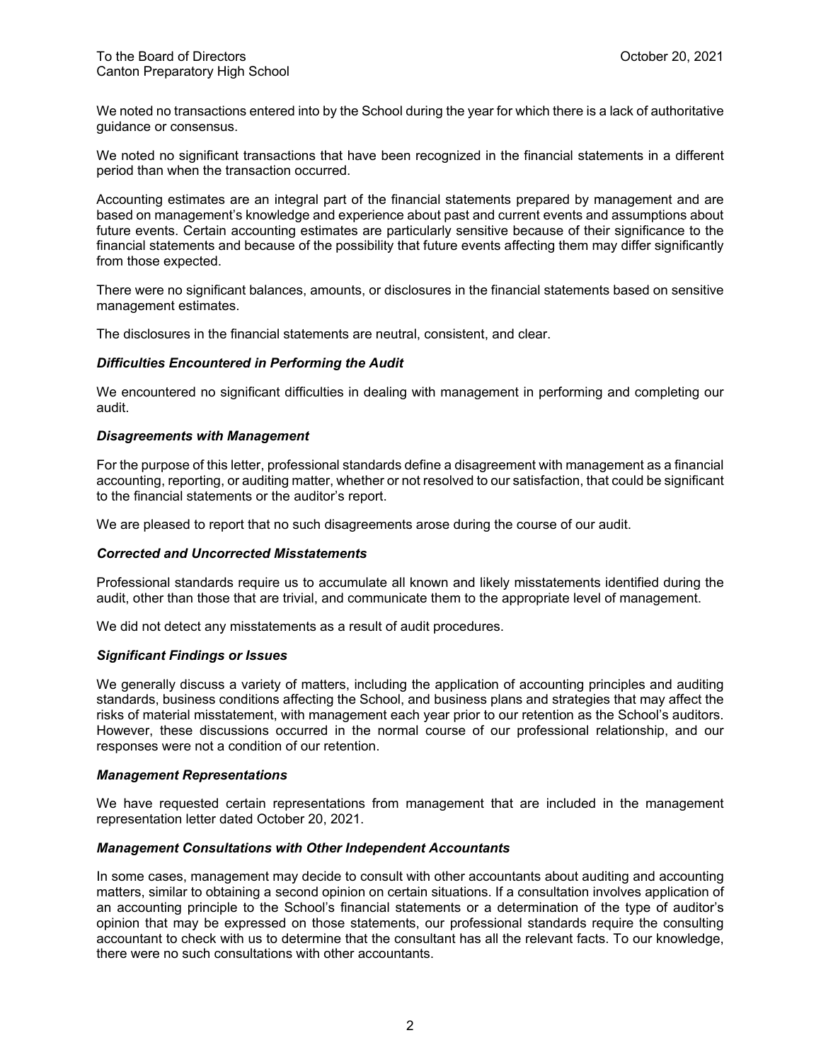We noted no transactions entered into by the School during the year for which there is a lack of authoritative guidance or consensus.

We noted no significant transactions that have been recognized in the financial statements in a different period than when the transaction occurred.

Accounting estimates are an integral part of the financial statements prepared by management and are based on management's knowledge and experience about past and current events and assumptions about future events. Certain accounting estimates are particularly sensitive because of their significance to the financial statements and because of the possibility that future events affecting them may differ significantly from those expected.

There were no significant balances, amounts, or disclosures in the financial statements based on sensitive management estimates.

The disclosures in the financial statements are neutral, consistent, and clear.

***Difficulties Encountered in Performing the Audit***

We encountered no significant difficulties in dealing with management in performing and completing our audit.

***Disagreements with Management***

For the purpose of this letter, professional standards define a disagreement with management as a financial accounting, reporting, or auditing matter, whether or not resolved to our satisfaction, that could be significant to the financial statements or the auditor's report.

We are pleased to report that no such disagreements arose during the course of our audit.

***Corrected and Uncorrected Misstatements***

Professional standards require us to accumulate all known and likely misstatements identified during the audit, other than those that are trivial, and communicate them to the appropriate level of management.

We did not detect any misstatements as a result of audit procedures.

***Significant Findings or Issues***

We generally discuss a variety of matters, including the application of accounting principles and auditing standards, business conditions affecting the School, and business plans and strategies that may affect the risks of material misstatement, with management each year prior to our retention as the School's auditors. However, these discussions occurred in the normal course of our professional relationship, and our responses were not a condition of our retention.

***Management Representations***

We have requested certain representations from management that are included in the management representation letter dated October 20, 2021.

***Management Consultations with Other Independent Accountants***

In some cases, management may decide to consult with other accountants about auditing and accounting matters, similar to obtaining a second opinion on certain situations. If a consultation involves application of an accounting principle to the School's financial statements or a determination of the type of auditor's opinion that may be expressed on those statements, our professional standards require the consulting accountant to check with us to determine that the consultant has all the relevant facts. To our knowledge, there were no such consultations with other accountants.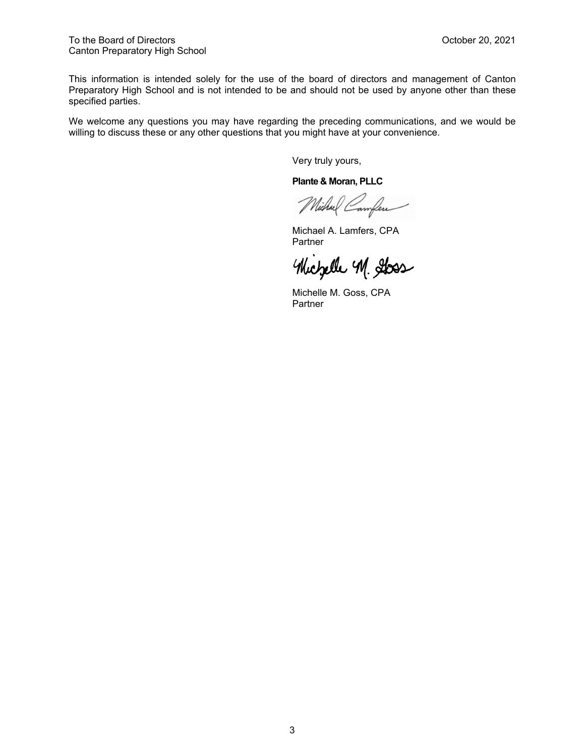To the Board of Directors
Canton Preparatory High School

October 20, 2021

This information is intended solely for the use of the board of directors and management of Canton Preparatory High School and is not intended to be and should not be used by anyone other than these specified parties.

We welcome any questions you may have regarding the preceding communications, and we would be willing to discuss these or any other questions that you might have at your convenience.

Very truly yours,

**Plante & Moran, PLLC**

Michael A. Lamfers, CPA
Partner

Michelle M. Goss, CPA
Partner